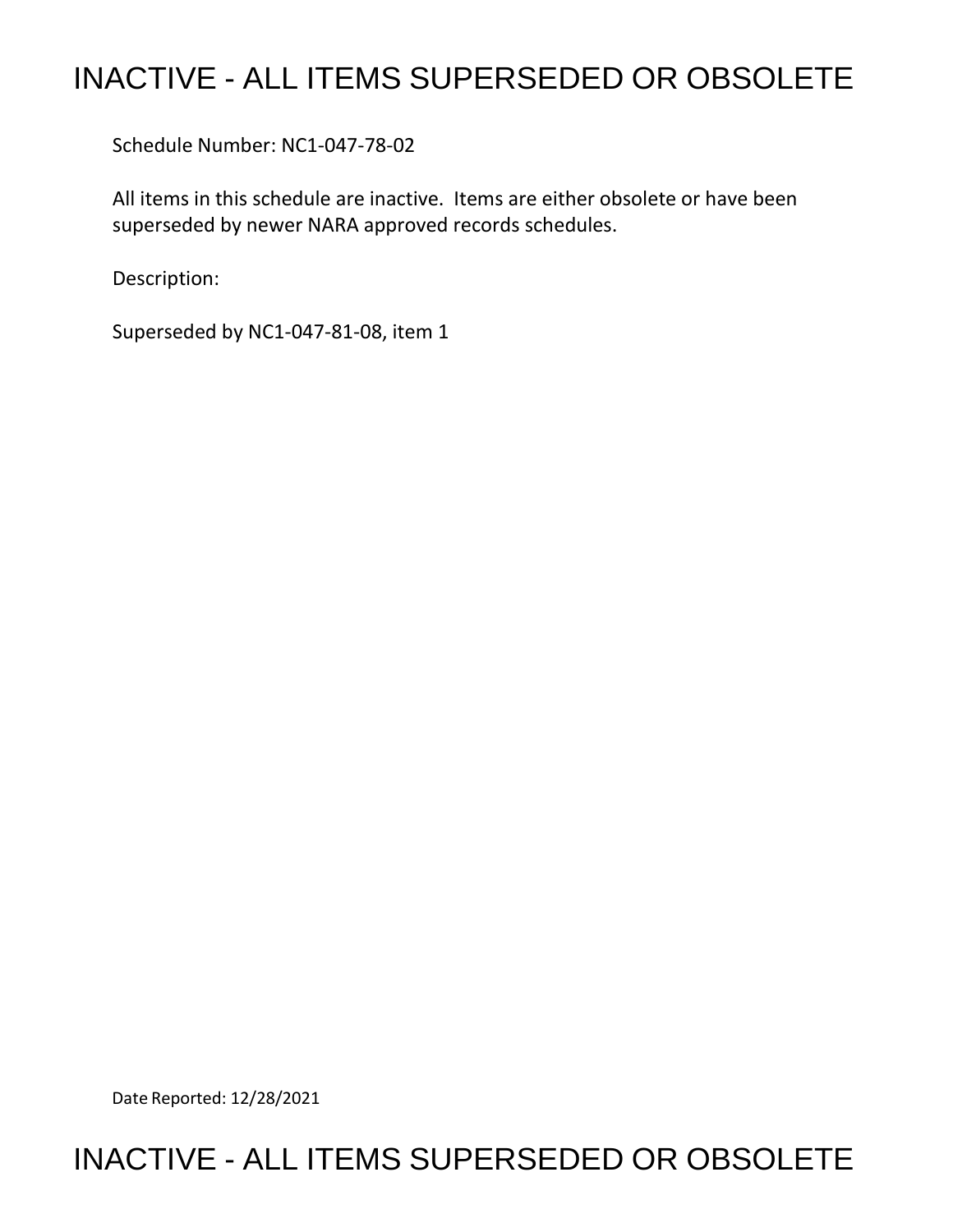# INACTIVE - ALL ITEMS SUPERSEDED OR OBSOLETE

Schedule Number: NC1-047-78-02

All items in this schedule are inactive. Items are either obsolete or have been superseded by newer NARA approved records schedules.

Description:

Superseded by NC1-047-81-08, item 1

Date Reported: 12/28/2021

# INACTIVE - ALL ITEMS SUPERSEDED OR OBSOLETE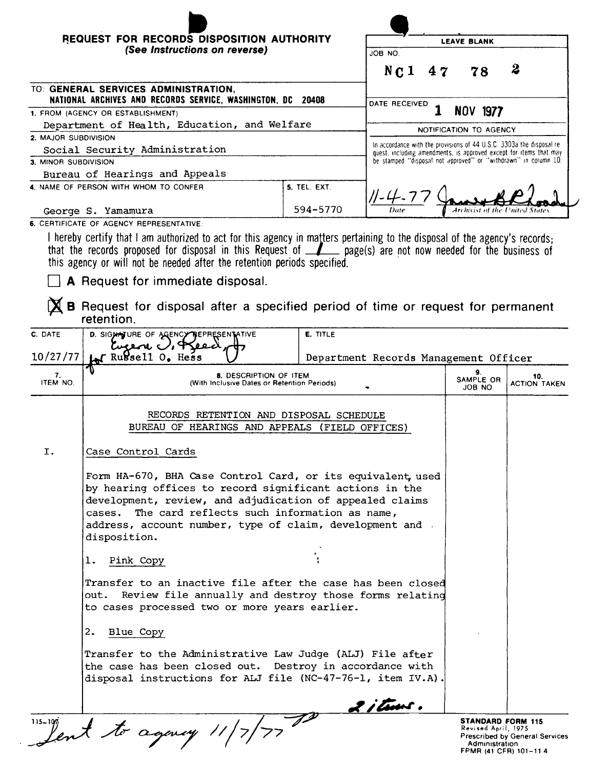# REQUEST FOR RECORDS DISPOSITION AUTHORITY
*(See Instructions on reverse)*

| LEAVE BLANK |
|---|
| JOB NO. NC1 47 78 2 |
| DATE RECEIVED 1 NOV 1977 |
| NOTIFICATION TO AGENCY |
| In accordance with the provisions of 44 U.S.C. 3303a the disposal request, including amendments, is approved except for items that may be stamped "disposal not approved" or "withdrawn" in column 10. |
| 11-4-77 Date — James B Rhoads, Archivist of the United States |

TO: **GENERAL SERVICES ADMINISTRATION, NATIONAL ARCHIVES AND RECORDS SERVICE, WASHINGTON, DC 20408**

1. FROM (AGENCY OR ESTABLISHMENT)
   Department of Health, Education, and Welfare
2. MAJOR SUBDIVISION
   Social Security Administration
3. MINOR SUBDIVISION
   Bureau of Hearings and Appeals
4. NAME OF PERSON WITH WHOM TO CONFER
   George S. Yamamura
5. TEL. EXT.
   594-5770

6. CERTIFICATE OF AGENCY REPRESENTATIVE:

I hereby certify that I am authorized to act for this agency in matters pertaining to the disposal of the agency's records; that the records proposed for disposal in this Request of 1 page(s) are not now needed for the business of this agency or will not be needed after the retention periods specified.

☐ **A** Request for immediate disposal.

☒ **B** Request for disposal after a specified period of time or request for permanent retention.

| C. DATE | D. SIGNATURE OF AGENCY REPRESENTATIVE | E. TITLE |
|---|---|---|
| 10/27/77 | Eugene J. Reed, for Russell O. Hess | Department Records Management Officer |

| 7. ITEM NO. | 8. DESCRIPTION OF ITEM (With Inclusive Dates or Retention Periods) | 9. SAMPLE OR JOB NO. | 10. ACTION TAKEN |
|---|---|---|---|
| | RECORDS RETENTION AND DISPOSAL SCHEDULE<br>BUREAU OF HEARINGS AND APPEALS (FIELD OFFICES) | | |
| I. | Case Control Cards<br><br>Form HA-670, BHA Case Control Card, or its equivalent, used by hearing offices to record significant actions in the development, review, and adjudication of appealed claims cases. The card reflects such information as name, address, account number, type of claim, development and disposition.<br><br>1. Pink Copy<br><br>Transfer to an inactive file after the case has been closed out. Review file annually and destroy those forms relating to cases processed two or more years earlier.<br><br>2. Blue Copy<br><br>Transfer to the Administrative Law Judge (ALJ) File after the case has been closed out. Destroy in accordance with disposal instructions for ALJ file (NC-47-76-1, item IV.A).<br><br>2 items. | | |

115-107

Sent to agency 11/7/77

**STANDARD FORM 115**
Revised April, 1975
Prescribed by General Services Administration
FPMR (41 CFR) 101-11.4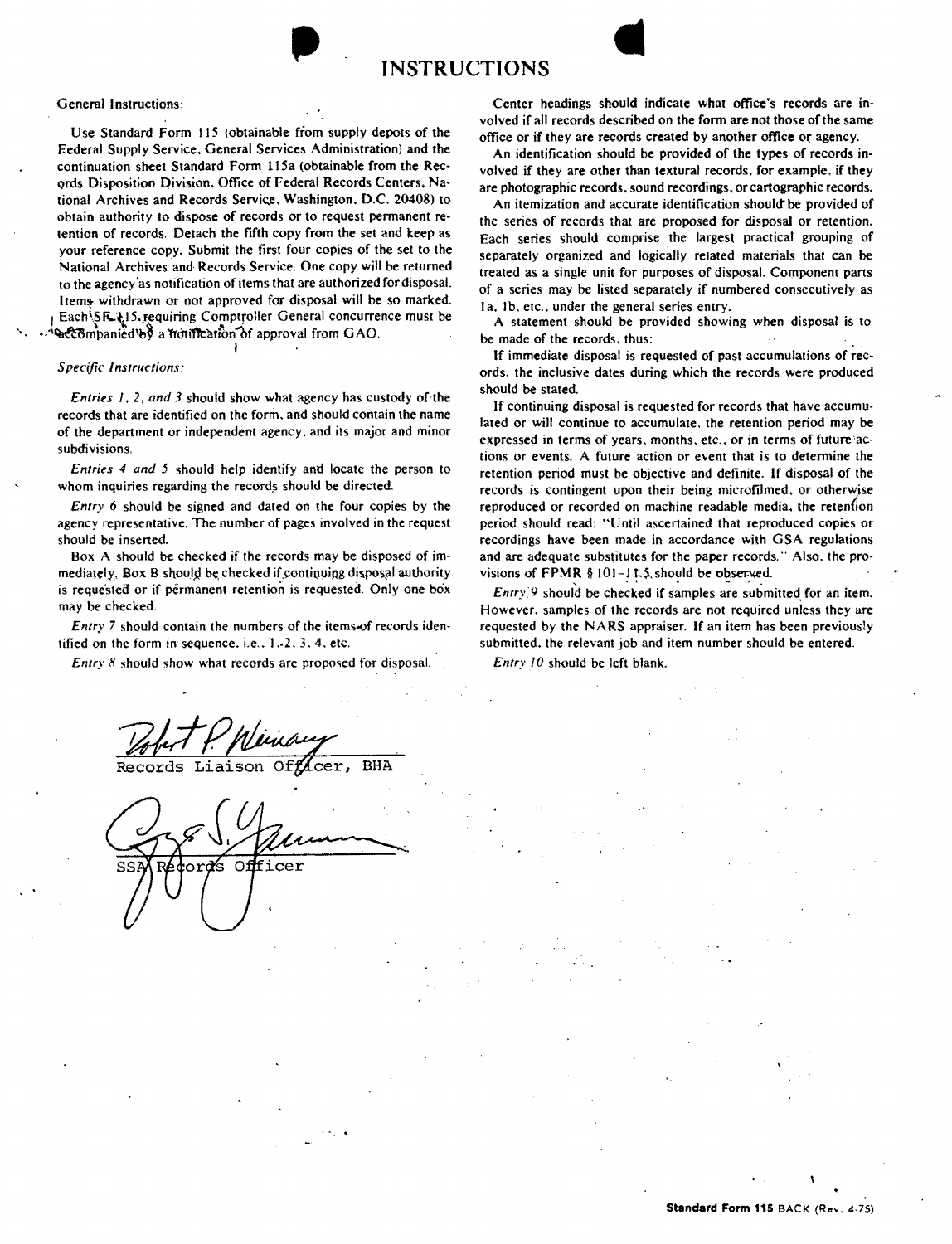# INSTRUCTIONS

General Instructions:

Use Standard Form 115 (obtainable from supply depots of the Federal Supply Service, General Services Administration) and the continuation sheet Standard Form 115a (obtainable from the Records Disposition Division, Office of Federal Records Centers, National Archives and Records Service, Washington, D.C. 20408) to obtain authority to dispose of records or to request permanent retention of records. Detach the fifth copy from the set and keep as your reference copy. Submit the first four copies of the set to the National Archives and Records Service. One copy will be returned to the agency as notification of items that are authorized for disposal. Items withdrawn or not approved for disposal will be so marked. Each SF 115 requiring Comptroller General concurrence must be accompanied by a notification of approval from GAO.

*Specific Instructions:*

*Entries 1, 2, and 3* should show what agency has custody of the records that are identified on the form, and should contain the name of the department or independent agency, and its major and minor subdivisions.

*Entries 4 and 5* should help identify and locate the person to whom inquiries regarding the records should be directed.

*Entry 6* should be signed and dated on the four copies by the agency representative. The number of pages involved in the request should be inserted.

Box A should be checked if the records may be disposed of immediately. Box B should be checked if continuing disposal authority is requested or if permanent retention is requested. Only one box may be checked.

*Entry 7* should contain the numbers of the items of records identified on the form in sequence, i.e., 1, 2, 3, 4, etc.

*Entry 8* should show what records are proposed for disposal.

Center headings should indicate what office's records are involved if all records described on the form are not those of the same office or if they are records created by another office or agency.

An identification should be provided of the types of records involved if they are other than textural records, for example, if they are photographic records, sound recordings, or cartographic records.

An itemization and accurate identification should be provided of the series of records that are proposed for disposal or retention. Each series should comprise the largest practical grouping of separately organized and logically related materials that can be treated as a single unit for purposes of disposal. Component parts of a series may be listed separately if numbered consecutively as 1a, 1b, etc., under the general series entry.

A statement should be provided showing when disposal is to be made of the records, thus:

If immediate disposal is requested of past accumulations of records, the inclusive dates during which the records were produced should be stated.

If continuing disposal is requested for records that have accumulated or will continue to accumulate, the retention period may be expressed in terms of years, months, etc., or in terms of future actions or events. A future action or event that is to determine the retention period must be objective and definite. If disposal of the records is contingent upon their being microfilmed, or otherwise reproduced or recorded on machine readable media, the retention period should read: "Until ascertained that reproduced copies or recordings have been made in accordance with GSA regulations and are adequate substitutes for the paper records." Also, the provisions of FPMR § 101-11.5 should be observed.

*Entry 9* should be checked if samples are submitted for an item. However, samples of the records are not required unless they are requested by the NARS appraiser. If an item has been previously submitted, the relevant job and item number should be entered.

*Entry 10* should be left blank.

Robert P. Weinberg
Records Liaison Officer, BHA

SSA Records Officer

**Standard Form 115** BACK (Rev. 4-75)